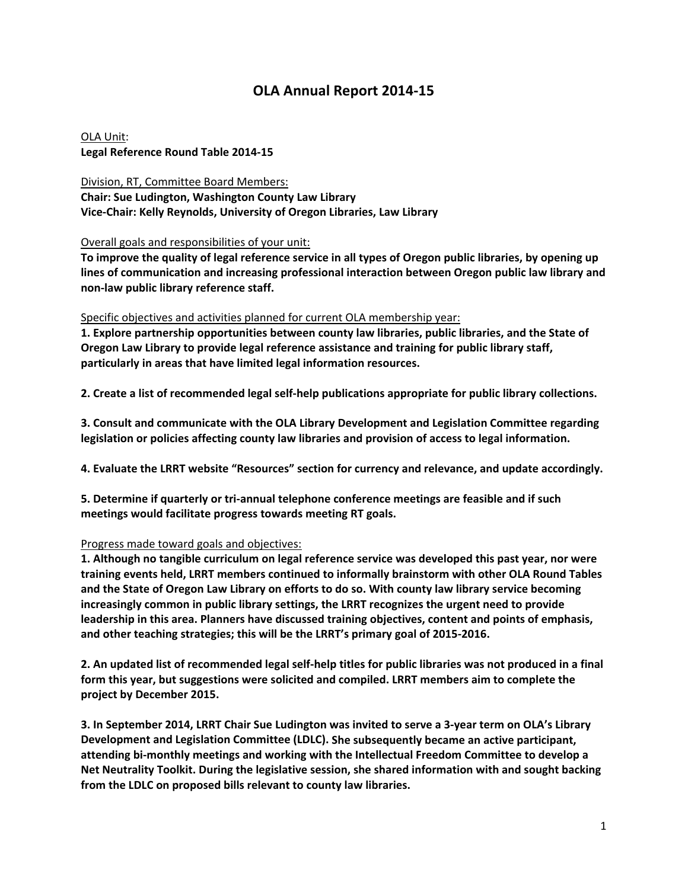# OLA Annual Report 2014-15

<u>OLA Unit</u>:
**Legal Reference Round Table 2014-15**

<u>Division, RT, Committee Board Members:</u>
**Chair: Sue Ludington, Washington County Law Library**
**Vice-Chair: Kelly Reynolds, University of Oregon Libraries, Law Library**

<u>Overall goals and responsibilities of your unit:</u>
**To improve the quality of legal reference service in all types of Oregon public libraries, by opening up lines of communication and increasing professional interaction between Oregon public law library and non-law public library reference staff.**

<u>Specific objectives and activities planned for current OLA membership year:</u>
**1. Explore partnership opportunities between county law libraries, public libraries, and the State of Oregon Law Library to provide legal reference assistance and training for public library staff, particularly in areas that have limited legal information resources.**

**2. Create a list of recommended legal self-help publications appropriate for public library collections.**

**3. Consult and communicate with the OLA Library Development and Legislation Committee regarding legislation or policies affecting county law libraries and provision of access to legal information.**

**4. Evaluate the LRRT website "Resources" section for currency and relevance, and update accordingly.**

**5. Determine if quarterly or tri-annual telephone conference meetings are feasible and if such meetings would facilitate progress towards meeting RT goals.**

<u>Progress made toward goals and objectives:</u>
**1. Although no tangible curriculum on legal reference service was developed this past year, nor were training events held, LRRT members continued to informally brainstorm with other OLA Round Tables and the State of Oregon Law Library on efforts to do so. With county law library service becoming increasingly common in public library settings, the LRRT recognizes the urgent need to provide leadership in this area. Planners have discussed training objectives, content and points of emphasis, and other teaching strategies; this will be the LRRT's primary goal of 2015-2016.**

**2. An updated list of recommended legal self-help titles for public libraries was not produced in a final form this year, but suggestions were solicited and compiled. LRRT members aim to complete the project by December 2015.**

**3. In September 2014, LRRT Chair Sue Ludington was invited to serve a 3-year term on OLA's Library Development and Legislation Committee (LDLC). She subsequently became an active participant, attending bi-monthly meetings and working with the Intellectual Freedom Committee to develop a Net Neutrality Toolkit. During the legislative session, she shared information with and sought backing from the LDLC on proposed bills relevant to county law libraries.**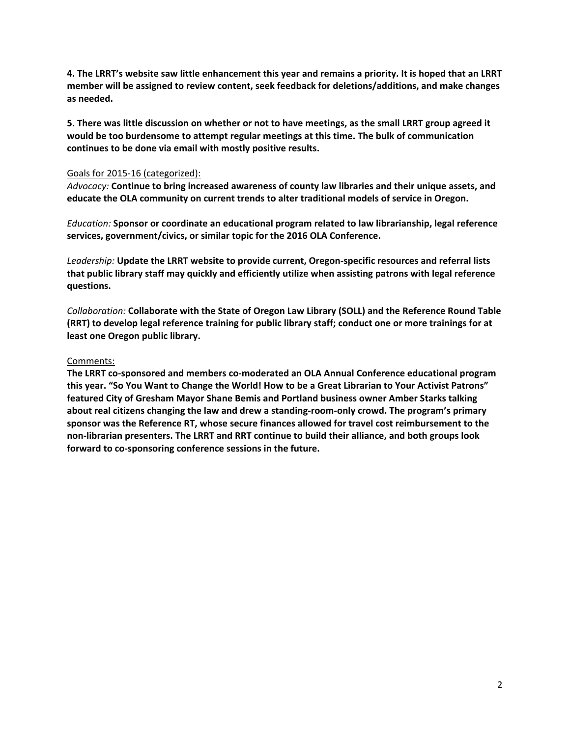**4. The LRRT's website saw little enhancement this year and remains a priority. It is hoped that an LRRT member will be assigned to review content, seek feedback for deletions/additions, and make changes as needed.**

**5. There was little discussion on whether or not to have meetings, as the small LRRT group agreed it would be too burdensome to attempt regular meetings at this time. The bulk of communication continues to be done via email with mostly positive results.**

<u>Goals for 2015-16 (categorized):</u>

*Advocacy:* **Continue to bring increased awareness of county law libraries and their unique assets, and educate the OLA community on current trends to alter traditional models of service in Oregon.**

*Education:* **Sponsor or coordinate an educational program related to law librarianship, legal reference services, government/civics, or similar topic for the 2016 OLA Conference.**

*Leadership:* **Update the LRRT website to provide current, Oregon-specific resources and referral lists that public library staff may quickly and efficiently utilize when assisting patrons with legal reference questions.**

*Collaboration:* **Collaborate with the State of Oregon Law Library (SOLL) and the Reference Round Table (RRT) to develop legal reference training for public library staff; conduct one or more trainings for at least one Oregon public library.**

<u>Comments:</u>

**The LRRT co-sponsored and members co-moderated an OLA Annual Conference educational program this year. "So You Want to Change the World! How to be a Great Librarian to Your Activist Patrons" featured City of Gresham Mayor Shane Bemis and Portland business owner Amber Starks talking about real citizens changing the law and drew a standing-room-only crowd. The program's primary sponsor was the Reference RT, whose secure finances allowed for travel cost reimbursement to the non-librarian presenters. The LRRT and RRT continue to build their alliance, and both groups look forward to co-sponsoring conference sessions in the future.**